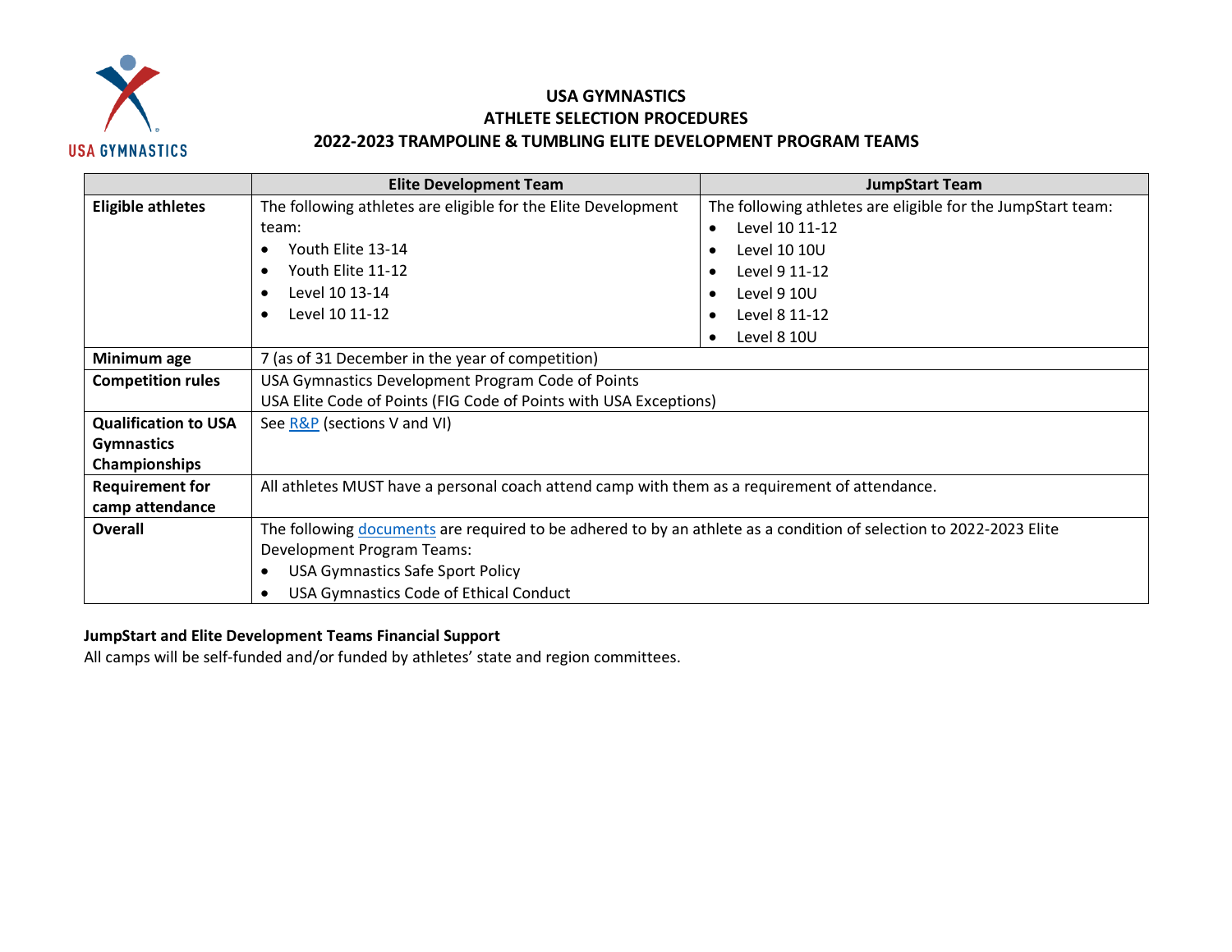# USA GYMNASTICS
## ATHLETE SELECTION PROCEDURES
## 2022-2023 TRAMPOLINE & TUMBLING ELITE DEVELOPMENT PROGRAM TEAMS

| | Elite Development Team | JumpStart Team |
|---|---|---|
| **Eligible athletes** | The following athletes are eligible for the Elite Development team:<br>• Youth Elite 13-14<br>• Youth Elite 11-12<br>• Level 10 13-14<br>• Level 10 11-12 | The following athletes are eligible for the JumpStart team:<br>• Level 10 11-12<br>• Level 10 10U<br>• Level 9 11-12<br>• Level 9 10U<br>• Level 8 11-12<br>• Level 8 10U |
| **Minimum age** | 7 (as of 31 December in the year of competition) | |
| **Competition rules** | USA Gymnastics Development Program Code of Points<br>USA Elite Code of Points (FIG Code of Points with USA Exceptions) | |
| **Qualification to USA Gymnastics Championships** | See R&P (sections V and VI) | |
| **Requirement for camp attendance** | All athletes MUST have a personal coach attend camp with them as a requirement of attendance. | |
| **Overall** | The following documents are required to be adhered to by an athlete as a condition of selection to 2022-2023 Elite Development Program Teams:<br>• USA Gymnastics Safe Sport Policy<br>• USA Gymnastics Code of Ethical Conduct | |

**JumpStart and Elite Development Teams Financial Support**

All camps will be self-funded and/or funded by athletes' state and region committees.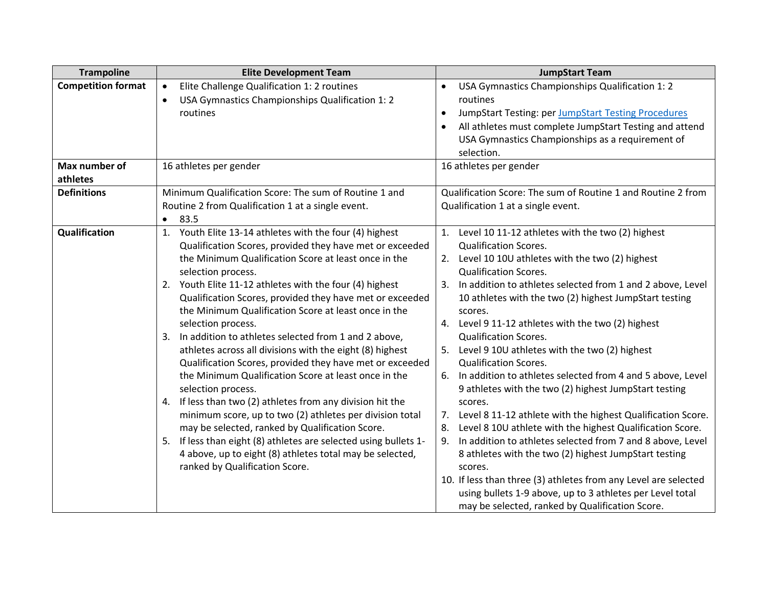| Trampoline | Elite Development Team | JumpStart Team |
|---|---|---|
| **Competition format** | • Elite Challenge Qualification 1: 2 routines<br>• USA Gymnastics Championships Qualification 1: 2 routines | • USA Gymnastics Championships Qualification 1: 2 routines<br>• JumpStart Testing: per [JumpStart Testing Procedures]()<br>• All athletes must complete JumpStart Testing and attend USA Gymnastics Championships as a requirement of selection. |
| **Max number of athletes** | 16 athletes per gender | 16 athletes per gender |
| **Definitions** | Minimum Qualification Score: The sum of Routine 1 and Routine 2 from Qualification 1 at a single event.<br>• 83.5 | Qualification Score: The sum of Routine 1 and Routine 2 from Qualification 1 at a single event. |
| **Qualification** | 1. Youth Elite 13-14 athletes with the four (4) highest Qualification Scores, provided they have met or exceeded the Minimum Qualification Score at least once in the selection process.<br>2. Youth Elite 11-12 athletes with the four (4) highest Qualification Scores, provided they have met or exceeded the Minimum Qualification Score at least once in the selection process.<br>3. In addition to athletes selected from 1 and 2 above, athletes across all divisions with the eight (8) highest Qualification Scores, provided they have met or exceeded the Minimum Qualification Score at least once in the selection process.<br>4. If less than two (2) athletes from any division hit the minimum score, up to two (2) athletes per division total may be selected, ranked by Qualification Score.<br>5. If less than eight (8) athletes are selected using bullets 1-4 above, up to eight (8) athletes total may be selected, ranked by Qualification Score. | 1. Level 10 11-12 athletes with the two (2) highest Qualification Scores.<br>2. Level 10 10U athletes with the two (2) highest Qualification Scores.<br>3. In addition to athletes selected from 1 and 2 above, Level 10 athletes with the two (2) highest JumpStart testing scores.<br>4. Level 9 11-12 athletes with the two (2) highest Qualification Scores.<br>5. Level 9 10U athletes with the two (2) highest Qualification Scores.<br>6. In addition to athletes selected from 4 and 5 above, Level 9 athletes with the two (2) highest JumpStart testing scores.<br>7. Level 8 11-12 athlete with the highest Qualification Score.<br>8. Level 8 10U athlete with the highest Qualification Score.<br>9. In addition to athletes selected from 7 and 8 above, Level 8 athletes with the two (2) highest JumpStart testing scores.<br>10. If less than three (3) athletes from any Level are selected using bullets 1-9 above, up to 3 athletes per Level total may be selected, ranked by Qualification Score. |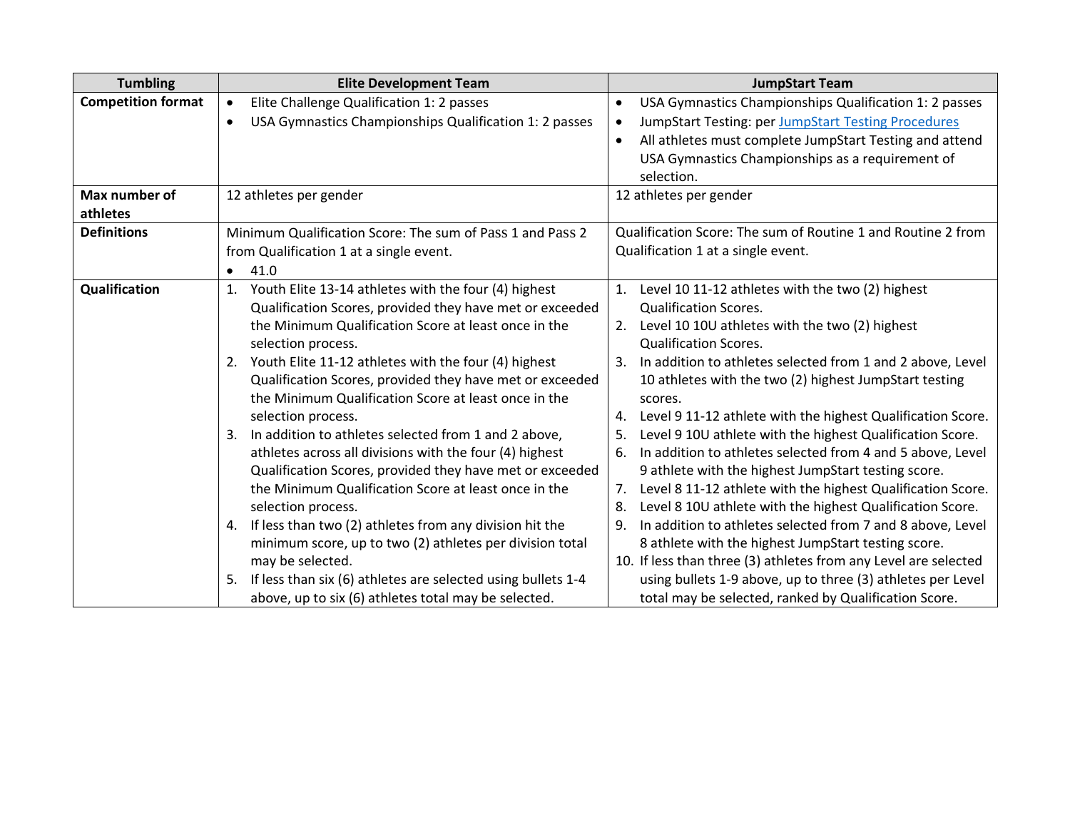| Tumbling | Elite Development Team | JumpStart Team |
|---|---|---|
| **Competition format** | • Elite Challenge Qualification 1: 2 passes<br>• USA Gymnastics Championships Qualification 1: 2 passes | • USA Gymnastics Championships Qualification 1: 2 passes<br>• JumpStart Testing: per [JumpStart Testing Procedures]<br>• All athletes must complete JumpStart Testing and attend USA Gymnastics Championships as a requirement of selection. |
| **Max number of athletes** | 12 athletes per gender | 12 athletes per gender |
| **Definitions** | Minimum Qualification Score: The sum of Pass 1 and Pass 2 from Qualification 1 at a single event.<br>• 41.0 | Qualification Score: The sum of Routine 1 and Routine 2 from Qualification 1 at a single event. |
| **Qualification** | 1. Youth Elite 13-14 athletes with the four (4) highest Qualification Scores, provided they have met or exceeded the Minimum Qualification Score at least once in the selection process.<br>2. Youth Elite 11-12 athletes with the four (4) highest Qualification Scores, provided they have met or exceeded the Minimum Qualification Score at least once in the selection process.<br>3. In addition to athletes selected from 1 and 2 above, athletes across all divisions with the four (4) highest Qualification Scores, provided they have met or exceeded the Minimum Qualification Score at least once in the selection process.<br>4. If less than two (2) athletes from any division hit the minimum score, up to two (2) athletes per division total may be selected.<br>5. If less than six (6) athletes are selected using bullets 1-4 above, up to six (6) athletes total may be selected. | 1. Level 10 11-12 athletes with the two (2) highest Qualification Scores.<br>2. Level 10 10U athletes with the two (2) highest Qualification Scores.<br>3. In addition to athletes selected from 1 and 2 above, Level 10 athletes with the two (2) highest JumpStart testing scores.<br>4. Level 9 11-12 athlete with the highest Qualification Score.<br>5. Level 9 10U athlete with the highest Qualification Score.<br>6. In addition to athletes selected from 4 and 5 above, Level 9 athlete with the highest JumpStart testing score.<br>7. Level 8 11-12 athlete with the highest Qualification Score.<br>8. Level 8 10U athlete with the highest Qualification Score.<br>9. In addition to athletes selected from 7 and 8 above, Level 8 athlete with the highest JumpStart testing score.<br>10. If less than three (3) athletes from any Level are selected using bullets 1-9 above, up to three (3) athletes per Level total may be selected, ranked by Qualification Score. |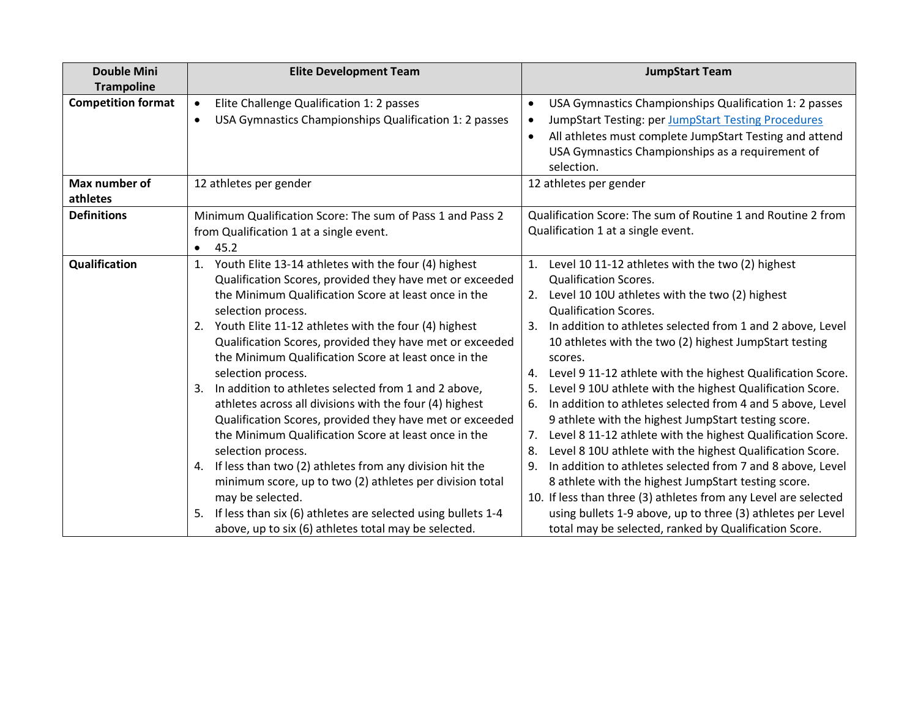| Double Mini Trampoline | Elite Development Team | JumpStart Team |
| --- | --- | --- |
| **Competition format** | • Elite Challenge Qualification 1: 2 passes<br>• USA Gymnastics Championships Qualification 1: 2 passes | • USA Gymnastics Championships Qualification 1: 2 passes<br>• JumpStart Testing: per [JumpStart Testing Procedures]()<br>• All athletes must complete JumpStart Testing and attend USA Gymnastics Championships as a requirement of selection. |
| **Max number of athletes** | 12 athletes per gender | 12 athletes per gender |
| **Definitions** | Minimum Qualification Score: The sum of Pass 1 and Pass 2 from Qualification 1 at a single event.<br>• 45.2 | Qualification Score: The sum of Routine 1 and Routine 2 from Qualification 1 at a single event. |
| **Qualification** | 1. Youth Elite 13-14 athletes with the four (4) highest Qualification Scores, provided they have met or exceeded the Minimum Qualification Score at least once in the selection process.<br>2. Youth Elite 11-12 athletes with the four (4) highest Qualification Scores, provided they have met or exceeded the Minimum Qualification Score at least once in the selection process.<br>3. In addition to athletes selected from 1 and 2 above, athletes across all divisions with the four (4) highest Qualification Scores, provided they have met or exceeded the Minimum Qualification Score at least once in the selection process.<br>4. If less than two (2) athletes from any division hit the minimum score, up to two (2) athletes per division total may be selected.<br>5. If less than six (6) athletes are selected using bullets 1-4 above, up to six (6) athletes total may be selected. | 1. Level 10 11-12 athletes with the two (2) highest Qualification Scores.<br>2. Level 10 10U athletes with the two (2) highest Qualification Scores.<br>3. In addition to athletes selected from 1 and 2 above, Level 10 athletes with the two (2) highest JumpStart testing scores.<br>4. Level 9 11-12 athlete with the highest Qualification Score.<br>5. Level 9 10U athlete with the highest Qualification Score.<br>6. In addition to athletes selected from 4 and 5 above, Level 9 athlete with the highest JumpStart testing score.<br>7. Level 8 11-12 athlete with the highest Qualification Score.<br>8. Level 8 10U athlete with the highest Qualification Score.<br>9. In addition to athletes selected from 7 and 8 above, Level 8 athlete with the highest JumpStart testing score.<br>10. If less than three (3) athletes from any Level are selected using bullets 1-9 above, up to three (3) athletes per Level total may be selected, ranked by Qualification Score. |